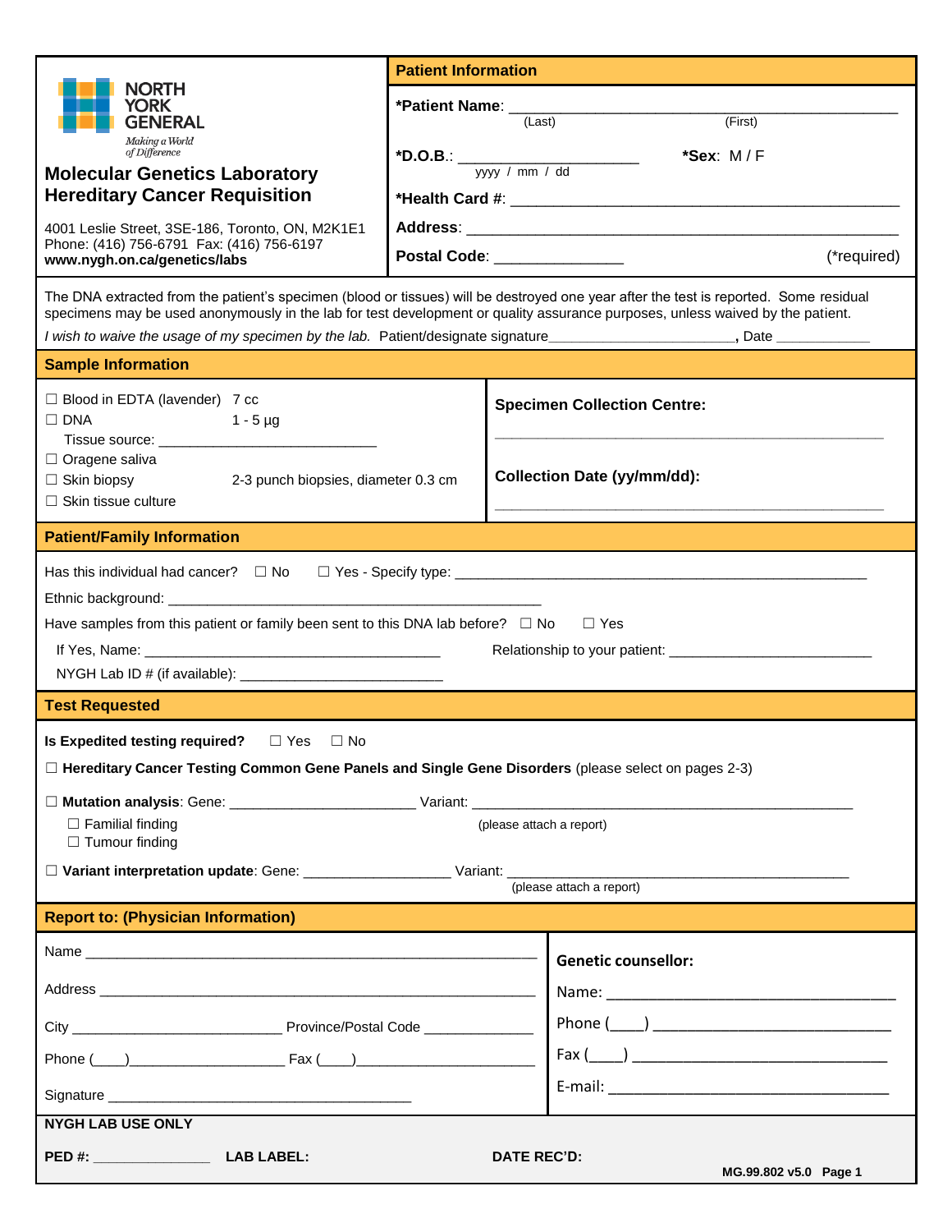**NORTH YORK GENERAL**
*Making a World of Difference*

# Molecular Genetics Laboratory Hereditary Cancer Requisition

4001 Leslie Street, 3SE-186, Toronto, ON, M2K1E1
Phone: (416) 756-6791  Fax: (416) 756-6197
**www.nygh.on.ca/genetics/labs**

## Patient Information

***Patient Name**: ______________________________________________
(Last)                                  (First)

***D.O.B.**: ____________________ yyyy / mm / dd     ***Sex**: M / F

***Health Card #**: ______________________________________________

**Address**: ______________________________________________

**Postal Code**: _______________     (*required)

The DNA extracted from the patient's specimen (blood or tissues) will be destroyed one year after the test is reported. Some residual specimens may be used anonymously in the lab for test development or quality assurance purposes, unless waived by the patient.

*I wish to waive the usage of my specimen by the lab.* Patient/designate signature______________________**,** Date ___________

## Sample Information

- ☐ Blood in EDTA (lavender)  7 cc
- ☐ DNA  1 - 5 µg
  Tissue source: ___________________________
- ☐ Oragene saliva
- ☐ Skin biopsy  2-3 punch biopsies, diameter 0.3 cm
- ☐ Skin tissue culture

**Specimen Collection Centre:** ______________________________________________

**Collection Date (yy/mm/dd):** ______________________________________________

## Patient/Family Information

Has this individual had cancer?  ☐ No  ☐ Yes - Specify type: ______________________________________________

Ethnic background: ____________________________________________

Have samples from this patient or family been sent to this DNA lab before?  ☐ No  ☐ Yes

If Yes, Name: __________________________________  Relationship to your patient: ________________________

NYGH Lab ID # (if available): ________________________

## Test Requested

**Is Expedited testing required?**  ☐ Yes  ☐ No

☐ **Hereditary Cancer Testing Common Gene Panels and Single Gene Disorders** (please select on pages 2-3)

☐ **Mutation analysis**: Gene: ______________________ Variant: ____________________________________________ (please attach a report)
- ☐ Familial finding
- ☐ Tumour finding

☐ **Variant interpretation update**: Gene: _________________ Variant: ________________________________________ (please attach a report)

## Report to: (Physician Information)

Name ______________________________________________________

Address ____________________________________________________

City _________________________ Province/Postal Code _____________

Phone (____)___________________ Fax (____)_____________________

Signature ____________________________________

**Genetic counsellor:**

Name: __________________________________

Phone (____) ______________________________

Fax (____) ________________________________

E-mail: _________________________________

**NYGH LAB USE ONLY**

**PED #:** ______________  **LAB LABEL:**  **DATE REC'D:**

**MG.99.802 v5.0**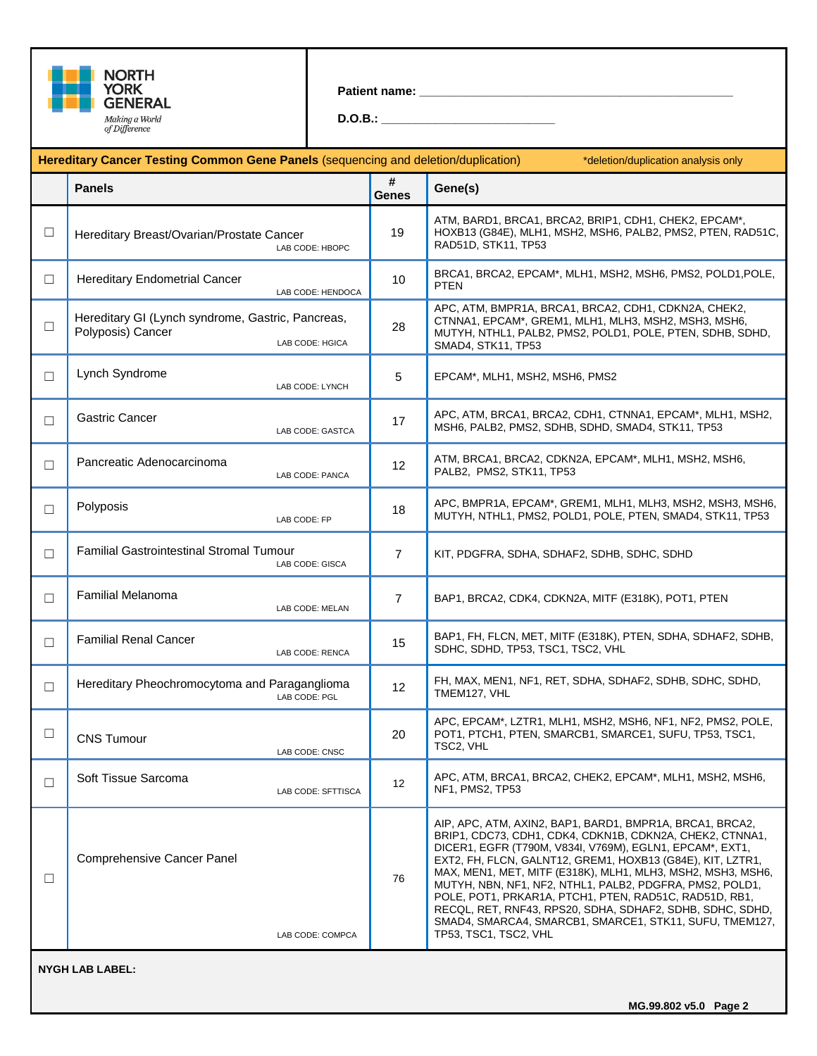**NORTH YORK GENERAL**
*Making a World of Difference*

**Patient name:** ______________________________________________

**D.O.B.:** ________________________

**Hereditary Cancer Testing Common Gene Panels** (sequencing and deletion/duplication) *deletion/duplication analysis only

| | Panels | # Genes | Gene(s) |
|---|---|---|---|
| ☐ | Hereditary Breast/Ovarian/Prostate Cancer LAB CODE: HBOPC | 19 | ATM, BARD1, BRCA1, BRCA2, BRIP1, CDH1, CHEK2, EPCAM*, HOXB13 (G84E), MLH1, MSH2, MSH6, PALB2, PMS2, PTEN, RAD51C, RAD51D, STK11, TP53 |
| ☐ | Hereditary Endometrial Cancer LAB CODE: HENDOCA | 10 | BRCA1, BRCA2, EPCAM*, MLH1, MSH2, MSH6, PMS2, POLD1,POLE, PTEN |
| ☐ | Hereditary GI (Lynch syndrome, Gastric, Pancreas, Polyposis) Cancer LAB CODE: HGICA | 28 | APC, ATM, BMPR1A, BRCA1, BRCA2, CDH1, CDKN2A, CHEK2, CTNNA1, EPCAM*, GREM1, MLH1, MLH3, MSH2, MSH3, MSH6, MUTYH, NTHL1, PALB2, PMS2, POLD1, POLE, PTEN, SDHB, SDHD, SMAD4, STK11, TP53 |
| ☐ | Lynch Syndrome LAB CODE: LYNCH | 5 | EPCAM*, MLH1, MSH2, MSH6, PMS2 |
| ☐ | Gastric Cancer LAB CODE: GASTCA | 17 | APC, ATM, BRCA1, BRCA2, CDH1, CTNNA1, EPCAM*, MLH1, MSH2, MSH6, PALB2, PMS2, SDHB, SDHD, SMAD4, STK11, TP53 |
| ☐ | Pancreatic Adenocarcinoma LAB CODE: PANCA | 12 | ATM, BRCA1, BRCA2, CDKN2A, EPCAM*, MLH1, MSH2, MSH6, PALB2, PMS2, STK11, TP53 |
| ☐ | Polyposis LAB CODE: FP | 18 | APC, BMPR1A, EPCAM*, GREM1, MLH1, MLH3, MSH2, MSH3, MSH6, MUTYH, NTHL1, PMS2, POLD1, POLE, PTEN, SMAD4, STK11, TP53 |
| ☐ | Familial Gastrointestinal Stromal Tumour LAB CODE: GISCA | 7 | KIT, PDGFRA, SDHA, SDHAF2, SDHB, SDHC, SDHD |
| ☐ | Familial Melanoma LAB CODE: MELAN | 7 | BAP1, BRCA2, CDK4, CDKN2A, MITF (E318K), POT1, PTEN |
| ☐ | Familial Renal Cancer LAB CODE: RENCA | 15 | BAP1, FH, FLCN, MET, MITF (E318K), PTEN, SDHA, SDHAF2, SDHB, SDHC, SDHD, TP53, TSC1, TSC2, VHL |
| ☐ | Hereditary Pheochromocytoma and Paraganglioma LAB CODE: PGL | 12 | FH, MAX, MEN1, NF1, RET, SDHA, SDHAF2, SDHB, SDHC, SDHD, TMEM127, VHL |
| ☐ | CNS Tumour LAB CODE: CNSC | 20 | APC, EPCAM*, LZTR1, MLH1, MSH2, MSH6, NF1, NF2, PMS2, POLE, POT1, PTCH1, PTEN, SMARCB1, SMARCE1, SUFU, TP53, TSC1, TSC2, VHL |
| ☐ | Soft Tissue Sarcoma LAB CODE: SFTTISCA | 12 | APC, ATM, BRCA1, BRCA2, CHEK2, EPCAM*, MLH1, MSH2, MSH6, NF1, PMS2, TP53 |
| ☐ | Comprehensive Cancer Panel LAB CODE: COMPCA | 76 | AIP, APC, ATM, AXIN2, BAP1, BARD1, BMPR1A, BRCA1, BRCA2, BRIP1, CDC73, CDH1, CDK4, CDKN1B, CDKN2A, CHEK2, CTNNA1, DICER1, EGFR (T790M, V834I, V769M), EGLN1, EPCAM*, EXT1, EXT2, FH, FLCN, GALNT12, GREM1, HOXB13 (G84E), KIT, LZTR1, MAX, MEN1, MET, MITF (E318K), MLH1, MLH3, MSH2, MSH3, MSH6, MUTYH, NBN, NF1, NF2, NTHL1, PALB2, PDGFRA, PMS2, POLD1, POLE, POT1, PRKAR1A, PTCH1, PTEN, RAD51C, RAD51D, RB1, RECQL, RET, RNF43, RPS20, SDHA, SDHAF2, SDHB, SDHC, SDHD, SMAD4, SMARCA4, SMARCB1, SMARCE1, STK11, SUFU, TMEM127, TP53, TSC1, TSC2, VHL |

**NYGH LAB LABEL:**

**MG.99.802 v5.0**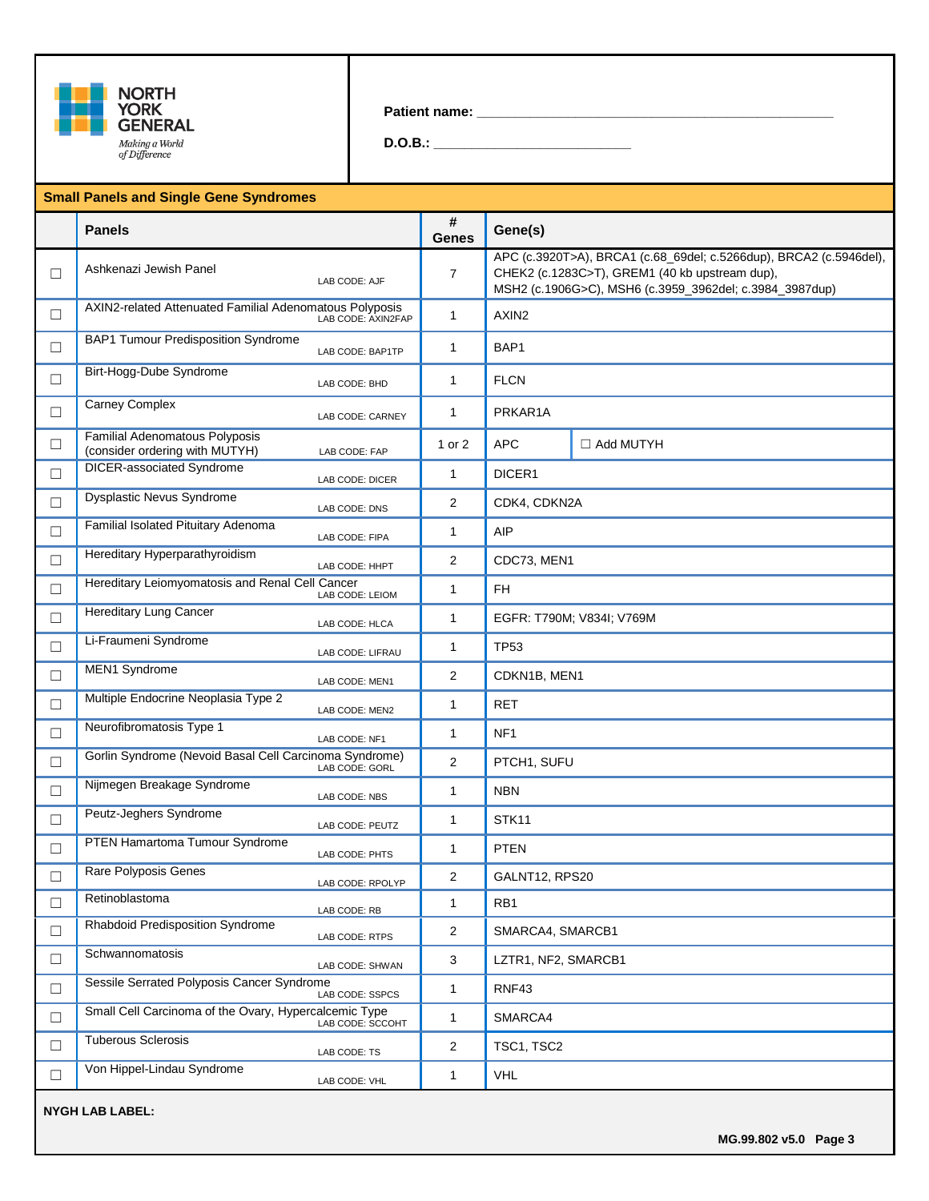Patient name: ___________________________________________

D.O.B.: _________________________

## Small Panels and Single Gene Syndromes

| | Panels | # Genes | Gene(s) |
|---|---|---|---|
| ☐ | Ashkenazi Jewish Panel LAB CODE: AJF | 7 | APC (c.3920T>A), BRCA1 (c.68_69del; c.5266dup), BRCA2 (c.5946del), CHEK2 (c.1283C>T), GREM1 (40 kb upstream dup), MSH2 (c.1906G>C), MSH6 (c.3959_3962del; c.3984_3987dup) |
| ☐ | AXIN2-related Attenuated Familial Adenomatous Polyposis LAB CODE: AXIN2FAP | 1 | AXIN2 |
| ☐ | BAP1 Tumour Predisposition Syndrome LAB CODE: BAP1TP | 1 | BAP1 |
| ☐ | Birt-Hogg-Dube Syndrome LAB CODE: BHD | 1 | FLCN |
| ☐ | Carney Complex LAB CODE: CARNEY | 1 | PRKAR1A |
| ☐ | Familial Adenomatous Polyposis (consider ordering with MUTYH) LAB CODE: FAP | 1 or 2 | APC ☐ Add MUTYH |
| ☐ | DICER-associated Syndrome LAB CODE: DICER | 1 | DICER1 |
| ☐ | Dysplastic Nevus Syndrome LAB CODE: DNS | 2 | CDK4, CDKN2A |
| ☐ | Familial Isolated Pituitary Adenoma LAB CODE: FIPA | 1 | AIP |
| ☐ | Hereditary Hyperparathyroidism LAB CODE: HHPT | 2 | CDC73, MEN1 |
| ☐ | Hereditary Leiomyomatosis and Renal Cell Cancer LAB CODE: LEIOM | 1 | FH |
| ☐ | Hereditary Lung Cancer LAB CODE: HLCA | 1 | EGFR: T790M; V834I; V769M |
| ☐ | Li-Fraumeni Syndrome LAB CODE: LIFRAU | 1 | TP53 |
| ☐ | MEN1 Syndrome LAB CODE: MEN1 | 2 | CDKN1B, MEN1 |
| ☐ | Multiple Endocrine Neoplasia Type 2 LAB CODE: MEN2 | 1 | RET |
| ☐ | Neurofibromatosis Type 1 LAB CODE: NF1 | 1 | NF1 |
| ☐ | Gorlin Syndrome (Nevoid Basal Cell Carcinoma Syndrome) LAB CODE: GORL | 2 | PTCH1, SUFU |
| ☐ | Nijmegen Breakage Syndrome LAB CODE: NBS | 1 | NBN |
| ☐ | Peutz-Jeghers Syndrome LAB CODE: PEUTZ | 1 | STK11 |
| ☐ | PTEN Hamartoma Tumour Syndrome LAB CODE: PHTS | 1 | PTEN |
| ☐ | Rare Polyposis Genes LAB CODE: RPOLYP | 2 | GALNT12, RPS20 |
| ☐ | Retinoblastoma LAB CODE: RB | 1 | RB1 |
| ☐ | Rhabdoid Predisposition Syndrome LAB CODE: RTPS | 2 | SMARCA4, SMARCB1 |
| ☐ | Schwannomatosis LAB CODE: SHWAN | 3 | LZTR1, NF2, SMARCB1 |
| ☐ | Sessile Serrated Polyposis Cancer Syndrome LAB CODE: SSPCS | 1 | RNF43 |
| ☐ | Small Cell Carcinoma of the Ovary, Hypercalcemic Type LAB CODE: SCCOHT | 1 | SMARCA4 |
| ☐ | Tuberous Sclerosis LAB CODE: TS | 2 | TSC1, TSC2 |
| ☐ | Von Hippel-Lindau Syndrome LAB CODE: VHL | 1 | VHL |

**NYGH LAB LABEL:**

**MG.99.802 v5.0**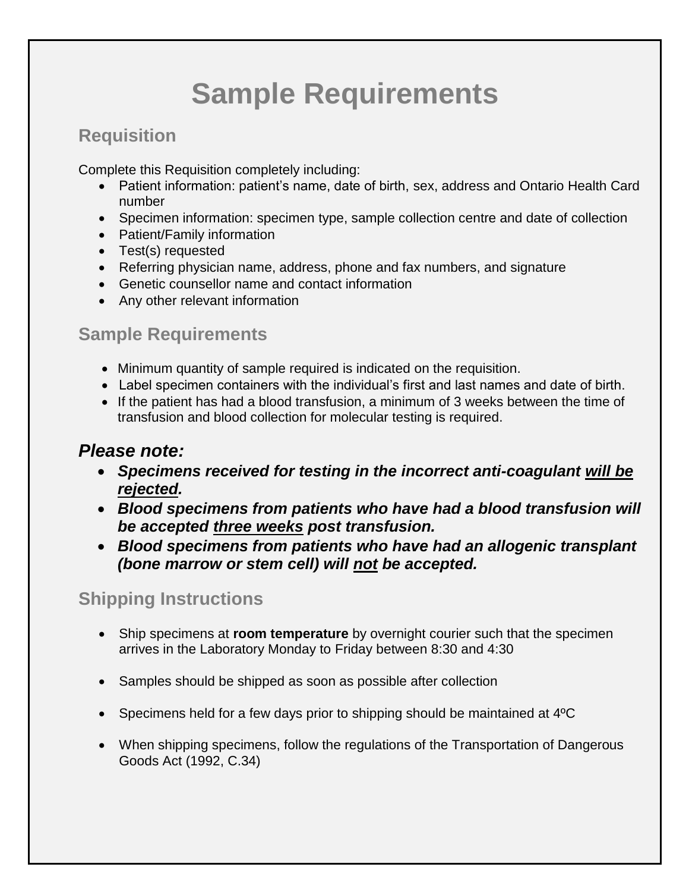# Sample Requirements

## Requisition

Complete this Requisition completely including:

- Patient information: patient's name, date of birth, sex, address and Ontario Health Card number
- Specimen information: specimen type, sample collection centre and date of collection
- Patient/Family information
- Test(s) requested
- Referring physician name, address, phone and fax numbers, and signature
- Genetic counsellor name and contact information
- Any other relevant information

## Sample Requirements

- Minimum quantity of sample required is indicated on the requisition.
- Label specimen containers with the individual's first and last names and date of birth.
- If the patient has had a blood transfusion, a minimum of 3 weeks between the time of transfusion and blood collection for molecular testing is required.

### *Please note:*

- ***Specimens received for testing in the incorrect anti-coagulant <u>will be rejected</u>.***
- ***Blood specimens from patients who have had a blood transfusion will be accepted <u>three weeks</u> post transfusion.***
- ***Blood specimens from patients who have had an allogenic transplant (bone marrow or stem cell) will <u>not</u> be accepted.***

## Shipping Instructions

- Ship specimens at **room temperature** by overnight courier such that the specimen arrives in the Laboratory Monday to Friday between 8:30 and 4:30
- Samples should be shipped as soon as possible after collection
- Specimens held for a few days prior to shipping should be maintained at 4ºC
- When shipping specimens, follow the regulations of the Transportation of Dangerous Goods Act (1992, C.34)